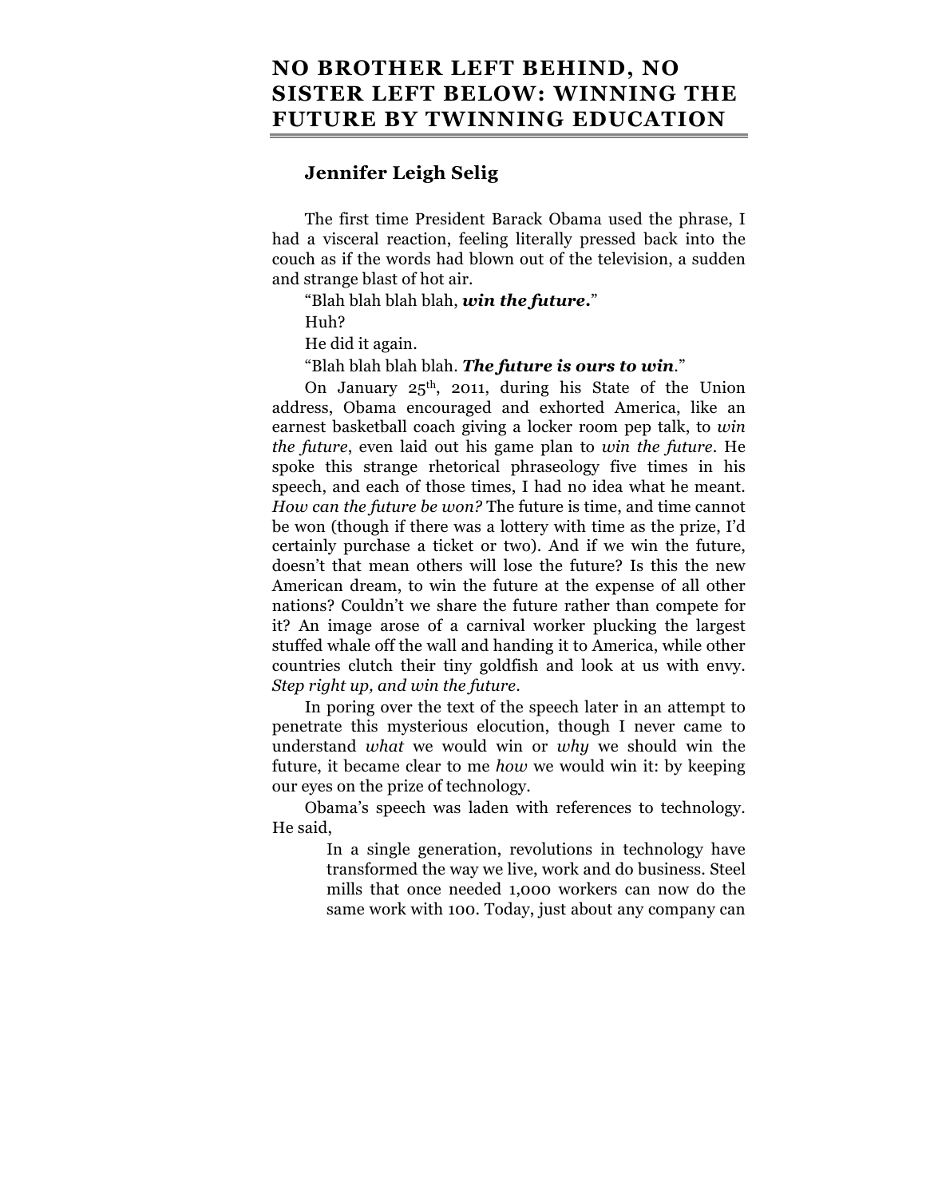# NO BROTHER LEFT BEHIND, NO SISTER LEFT BELOW: WINNING THE FUTURE BY TWINNING EDUCATION

**Jennifer Leigh Selig**

The first time President Barack Obama used the phrase, I had a visceral reaction, feeling literally pressed back into the couch as if the words had blown out of the television, a sudden and strange blast of hot air.

"Blah blah blah blah, ***win the future.***"

Huh?

He did it again.

"Blah blah blah blah. ***The future is ours to win***."

On January 25th, 2011, during his State of the Union address, Obama encouraged and exhorted America, like an earnest basketball coach giving a locker room pep talk, to *win the future*, even laid out his game plan to *win the future*. He spoke this strange rhetorical phraseology five times in his speech, and each of those times, I had no idea what he meant. *How can the future be won?* The future is time, and time cannot be won (though if there was a lottery with time as the prize, I'd certainly purchase a ticket or two). And if we win the future, doesn't that mean others will lose the future? Is this the new American dream, to win the future at the expense of all other nations? Couldn't we share the future rather than compete for it? An image arose of a carnival worker plucking the largest stuffed whale off the wall and handing it to America, while other countries clutch their tiny goldfish and look at us with envy. *Step right up, and win the future*.

In poring over the text of the speech later in an attempt to penetrate this mysterious elocution, though I never came to understand *what* we would win or *why* we should win the future, it became clear to me *how* we would win it: by keeping our eyes on the prize of technology.

Obama's speech was laden with references to technology. He said,

> In a single generation, revolutions in technology have transformed the way we live, work and do business. Steel mills that once needed 1,000 workers can now do the same work with 100. Today, just about any company can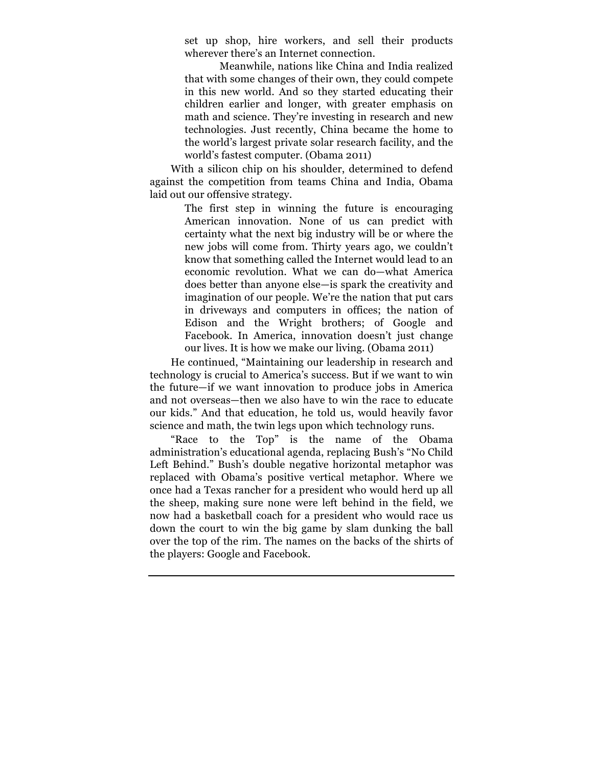> set up shop, hire workers, and sell their products wherever there's an Internet connection.
>
> Meanwhile, nations like China and India realized that with some changes of their own, they could compete in this new world. And so they started educating their children earlier and longer, with greater emphasis on math and science. They're investing in research and new technologies. Just recently, China became the home to the world's largest private solar research facility, and the world's fastest computer. (Obama 2011)

With a silicon chip on his shoulder, determined to defend against the competition from teams China and India, Obama laid out our offensive strategy.

> The first step in winning the future is encouraging American innovation. None of us can predict with certainty what the next big industry will be or where the new jobs will come from. Thirty years ago, we couldn't know that something called the Internet would lead to an economic revolution. What we can do—what America does better than anyone else—is spark the creativity and imagination of our people. We're the nation that put cars in driveways and computers in offices; the nation of Edison and the Wright brothers; of Google and Facebook. In America, innovation doesn't just change our lives. It is how we make our living. (Obama 2011)

He continued, "Maintaining our leadership in research and technology is crucial to America's success. But if we want to win the future—if we want innovation to produce jobs in America and not overseas—then we also have to win the race to educate our kids." And that education, he told us, would heavily favor science and math, the twin legs upon which technology runs.

"Race to the Top" is the name of the Obama administration's educational agenda, replacing Bush's "No Child Left Behind." Bush's double negative horizontal metaphor was replaced with Obama's positive vertical metaphor. Where we once had a Texas rancher for a president who would herd up all the sheep, making sure none were left behind in the field, we now had a basketball coach for a president who would race us down the court to win the big game by slam dunking the ball over the top of the rim. The names on the backs of the shirts of the players: Google and Facebook.

---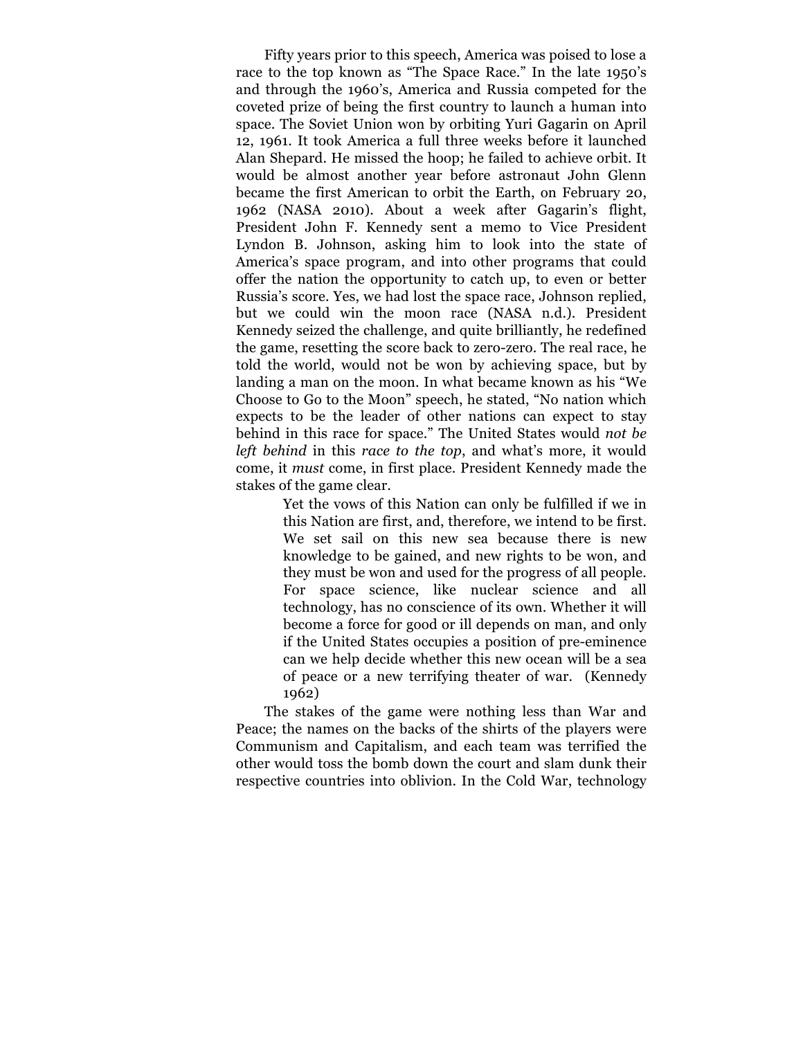Fifty years prior to this speech, America was poised to lose a race to the top known as "The Space Race." In the late 1950's and through the 1960's, America and Russia competed for the coveted prize of being the first country to launch a human into space. The Soviet Union won by orbiting Yuri Gagarin on April 12, 1961. It took America a full three weeks before it launched Alan Shepard. He missed the hoop; he failed to achieve orbit. It would be almost another year before astronaut John Glenn became the first American to orbit the Earth, on February 20, 1962 (NASA 2010). About a week after Gagarin's flight, President John F. Kennedy sent a memo to Vice President Lyndon B. Johnson, asking him to look into the state of America's space program, and into other programs that could offer the nation the opportunity to catch up, to even or better Russia's score. Yes, we had lost the space race, Johnson replied, but we could win the moon race (NASA n.d.). President Kennedy seized the challenge, and quite brilliantly, he redefined the game, resetting the score back to zero-zero. The real race, he told the world, would not be won by achieving space, but by landing a man on the moon. In what became known as his "We Choose to Go to the Moon" speech, he stated, "No nation which expects to be the leader of other nations can expect to stay behind in this race for space." The United States would *not be left behind* in this *race to the top*, and what's more, it would come, it *must* come, in first place. President Kennedy made the stakes of the game clear.

> Yet the vows of this Nation can only be fulfilled if we in this Nation are first, and, therefore, we intend to be first. We set sail on this new sea because there is new knowledge to be gained, and new rights to be won, and they must be won and used for the progress of all people. For space science, like nuclear science and all technology, has no conscience of its own. Whether it will become a force for good or ill depends on man, and only if the United States occupies a position of pre-eminence can we help decide whether this new ocean will be a sea of peace or a new terrifying theater of war. (Kennedy 1962)

The stakes of the game were nothing less than War and Peace; the names on the backs of the shirts of the players were Communism and Capitalism, and each team was terrified the other would toss the bomb down the court and slam dunk their respective countries into oblivion. In the Cold War, technology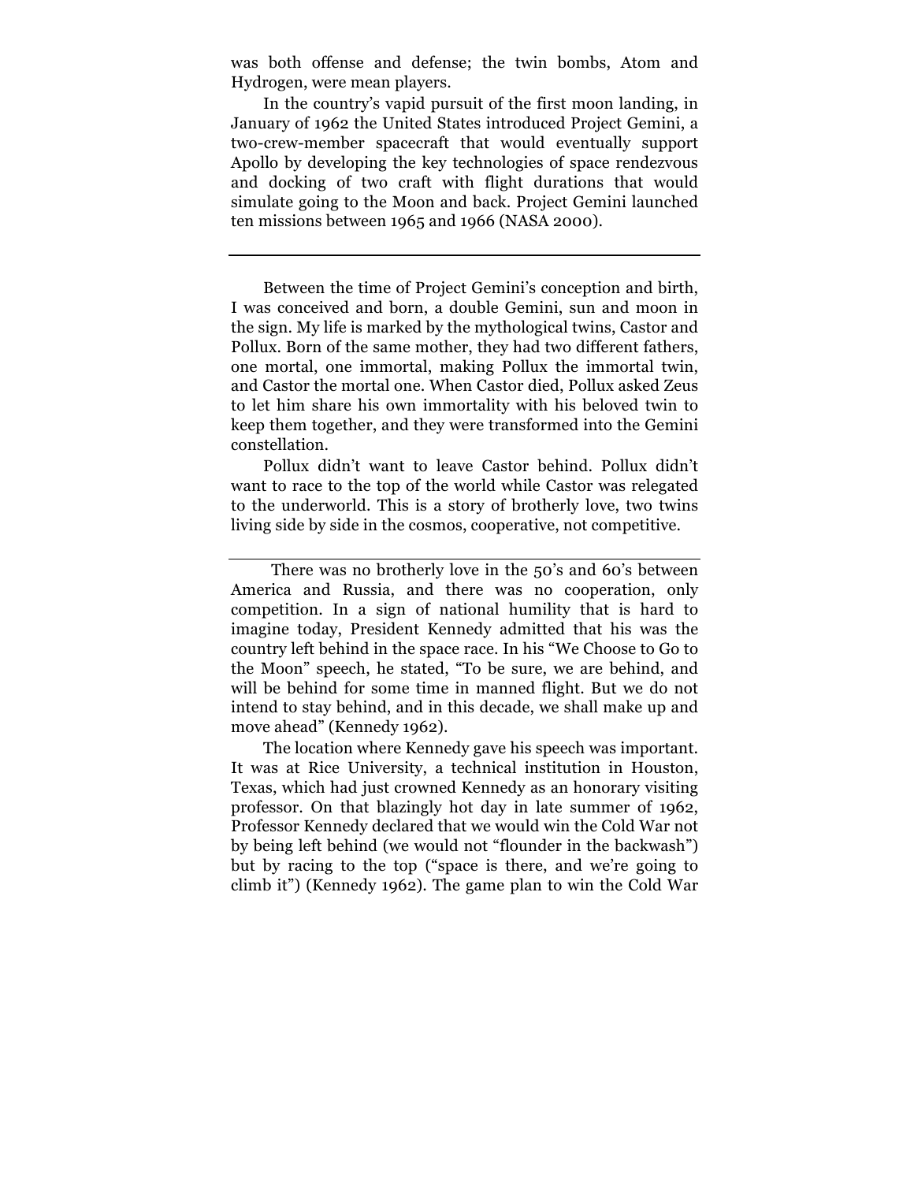was both offense and defense; the twin bombs, Atom and Hydrogen, were mean players.

In the country's vapid pursuit of the first moon landing, in January of 1962 the United States introduced Project Gemini, a two-crew-member spacecraft that would eventually support Apollo by developing the key technologies of space rendezvous and docking of two craft with flight durations that would simulate going to the Moon and back. Project Gemini launched ten missions between 1965 and 1966 (NASA 2000).

---

Between the time of Project Gemini's conception and birth, I was conceived and born, a double Gemini, sun and moon in the sign. My life is marked by the mythological twins, Castor and Pollux. Born of the same mother, they had two different fathers, one mortal, one immortal, making Pollux the immortal twin, and Castor the mortal one. When Castor died, Pollux asked Zeus to let him share his own immortality with his beloved twin to keep them together, and they were transformed into the Gemini constellation.

Pollux didn't want to leave Castor behind. Pollux didn't want to race to the top of the world while Castor was relegated to the underworld. This is a story of brotherly love, two twins living side by side in the cosmos, cooperative, not competitive.

---

There was no brotherly love in the 50's and 60's between America and Russia, and there was no cooperation, only competition. In a sign of national humility that is hard to imagine today, President Kennedy admitted that his was the country left behind in the space race. In his "We Choose to Go to the Moon" speech, he stated, "To be sure, we are behind, and will be behind for some time in manned flight. But we do not intend to stay behind, and in this decade, we shall make up and move ahead" (Kennedy 1962).

The location where Kennedy gave his speech was important. It was at Rice University, a technical institution in Houston, Texas, which had just crowned Kennedy as an honorary visiting professor. On that blazingly hot day in late summer of 1962, Professor Kennedy declared that we would win the Cold War not by being left behind (we would not "flounder in the backwash") but by racing to the top ("space is there, and we're going to climb it") (Kennedy 1962). The game plan to win the Cold War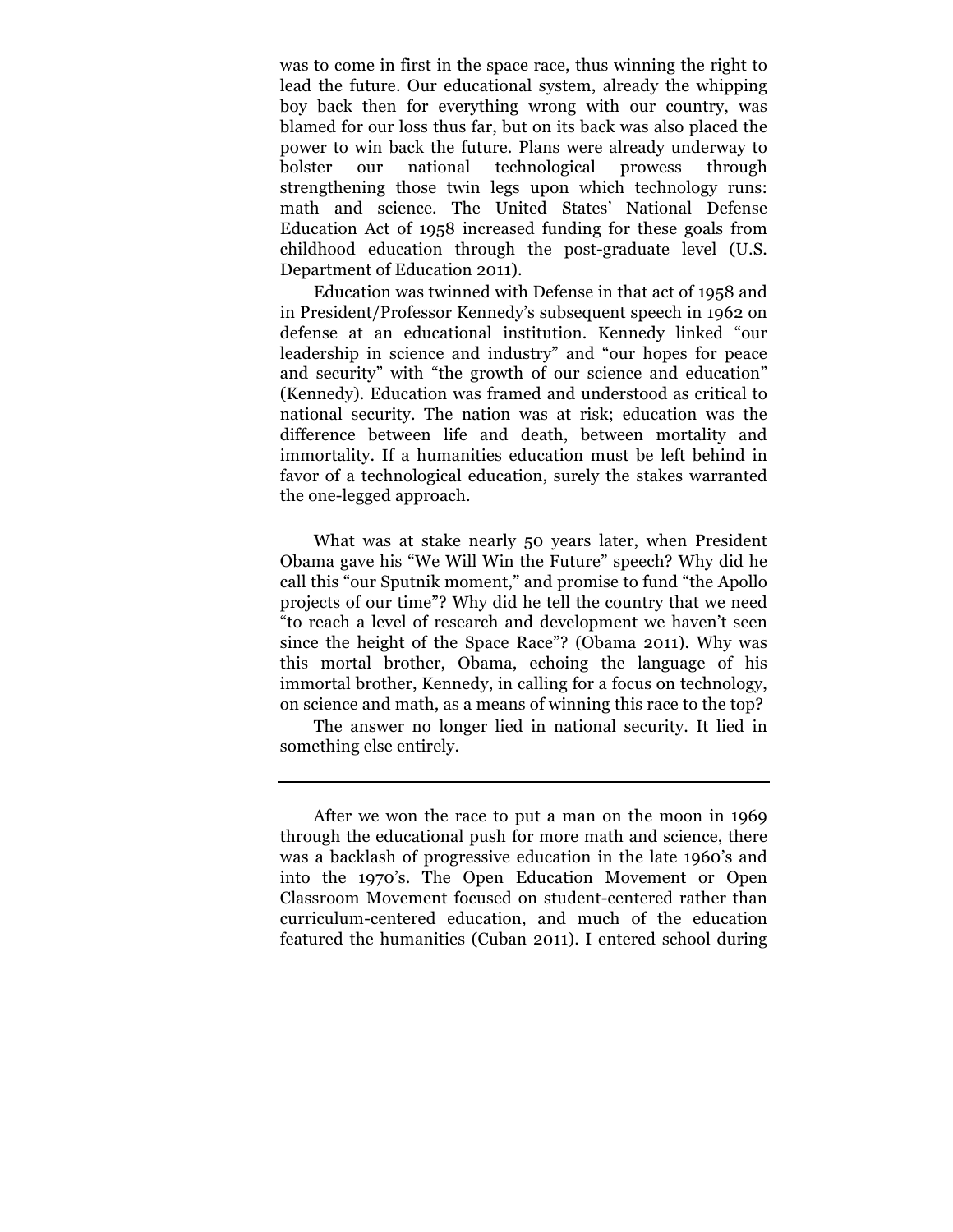was to come in first in the space race, thus winning the right to lead the future. Our educational system, already the whipping boy back then for everything wrong with our country, was blamed for our loss thus far, but on its back was also placed the power to win back the future. Plans were already underway to bolster our national technological prowess through strengthening those twin legs upon which technology runs: math and science. The United States' National Defense Education Act of 1958 increased funding for these goals from childhood education through the post-graduate level (U.S. Department of Education 2011).

Education was twinned with Defense in that act of 1958 and in President/Professor Kennedy's subsequent speech in 1962 on defense at an educational institution. Kennedy linked "our leadership in science and industry" and "our hopes for peace and security" with "the growth of our science and education" (Kennedy). Education was framed and understood as critical to national security. The nation was at risk; education was the difference between life and death, between mortality and immortality. If a humanities education must be left behind in favor of a technological education, surely the stakes warranted the one-legged approach.

What was at stake nearly 50 years later, when President Obama gave his "We Will Win the Future" speech? Why did he call this "our Sputnik moment," and promise to fund "the Apollo projects of our time"? Why did he tell the country that we need "to reach a level of research and development we haven't seen since the height of the Space Race"? (Obama 2011). Why was this mortal brother, Obama, echoing the language of his immortal brother, Kennedy, in calling for a focus on technology, on science and math, as a means of winning this race to the top?

The answer no longer lied in national security. It lied in something else entirely.

---

After we won the race to put a man on the moon in 1969 through the educational push for more math and science, there was a backlash of progressive education in the late 1960's and into the 1970's. The Open Education Movement or Open Classroom Movement focused on student-centered rather than curriculum-centered education, and much of the education featured the humanities (Cuban 2011). I entered school during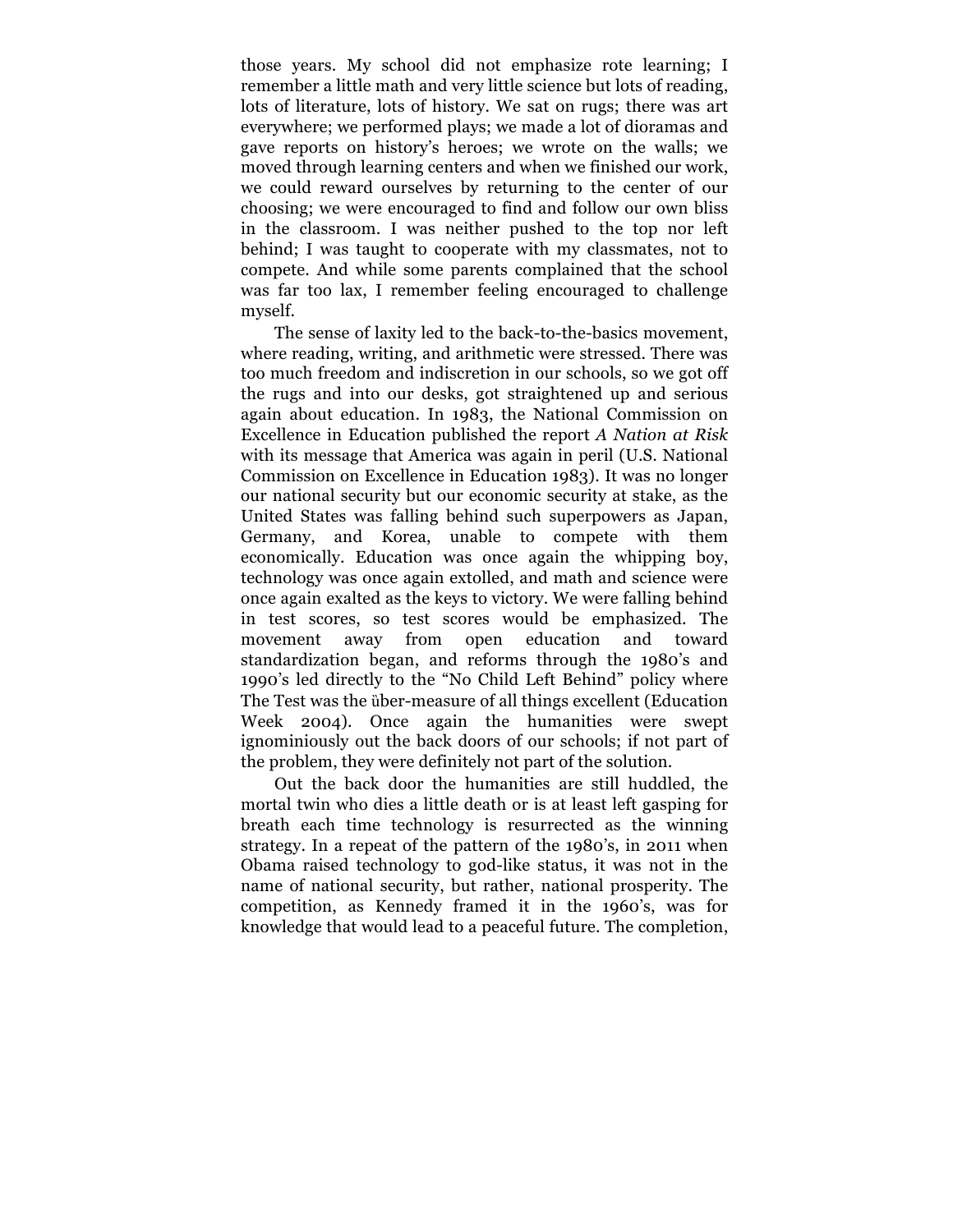those years. My school did not emphasize rote learning; I remember a little math and very little science but lots of reading, lots of literature, lots of history. We sat on rugs; there was art everywhere; we performed plays; we made a lot of dioramas and gave reports on history's heroes; we wrote on the walls; we moved through learning centers and when we finished our work, we could reward ourselves by returning to the center of our choosing; we were encouraged to find and follow our own bliss in the classroom. I was neither pushed to the top nor left behind; I was taught to cooperate with my classmates, not to compete. And while some parents complained that the school was far too lax, I remember feeling encouraged to challenge myself.

The sense of laxity led to the back-to-the-basics movement, where reading, writing, and arithmetic were stressed. There was too much freedom and indiscretion in our schools, so we got off the rugs and into our desks, got straightened up and serious again about education. In 1983, the National Commission on Excellence in Education published the report *A Nation at Risk* with its message that America was again in peril (U.S. National Commission on Excellence in Education 1983). It was no longer our national security but our economic security at stake, as the United States was falling behind such superpowers as Japan, Germany, and Korea, unable to compete with them economically. Education was once again the whipping boy, technology was once again extolled, and math and science were once again exalted as the keys to victory. We were falling behind in test scores, so test scores would be emphasized. The movement away from open education and toward standardization began, and reforms through the 1980's and 1990's led directly to the "No Child Left Behind" policy where The Test was the über-measure of all things excellent (Education Week 2004). Once again the humanities were swept ignominiously out the back doors of our schools; if not part of the problem, they were definitely not part of the solution.

Out the back door the humanities are still huddled, the mortal twin who dies a little death or is at least left gasping for breath each time technology is resurrected as the winning strategy. In a repeat of the pattern of the 1980's, in 2011 when Obama raised technology to god-like status, it was not in the name of national security, but rather, national prosperity. The competition, as Kennedy framed it in the 1960's, was for knowledge that would lead to a peaceful future. The completion,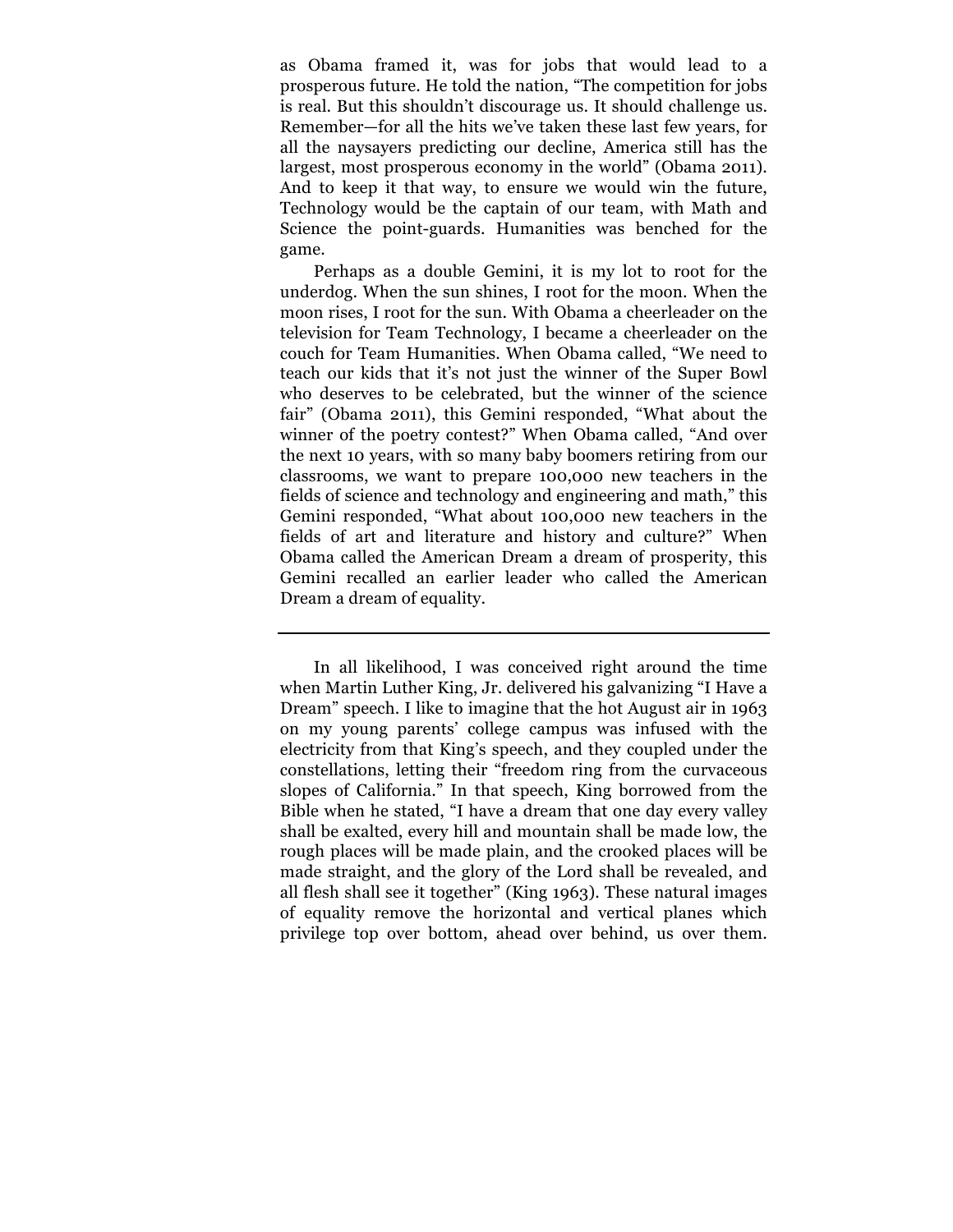as Obama framed it, was for jobs that would lead to a prosperous future. He told the nation, "The competition for jobs is real. But this shouldn't discourage us. It should challenge us. Remember—for all the hits we've taken these last few years, for all the naysayers predicting our decline, America still has the largest, most prosperous economy in the world" (Obama 2011). And to keep it that way, to ensure we would win the future, Technology would be the captain of our team, with Math and Science the point-guards. Humanities was benched for the game.

Perhaps as a double Gemini, it is my lot to root for the underdog. When the sun shines, I root for the moon. When the moon rises, I root for the sun. With Obama a cheerleader on the television for Team Technology, I became a cheerleader on the couch for Team Humanities. When Obama called, "We need to teach our kids that it's not just the winner of the Super Bowl who deserves to be celebrated, but the winner of the science fair" (Obama 2011), this Gemini responded, "What about the winner of the poetry contest?" When Obama called, "And over the next 10 years, with so many baby boomers retiring from our classrooms, we want to prepare 100,000 new teachers in the fields of science and technology and engineering and math," this Gemini responded, "What about 100,000 new teachers in the fields of art and literature and history and culture?" When Obama called the American Dream a dream of prosperity, this Gemini recalled an earlier leader who called the American Dream a dream of equality.

---

In all likelihood, I was conceived right around the time when Martin Luther King, Jr. delivered his galvanizing "I Have a Dream" speech. I like to imagine that the hot August air in 1963 on my young parents' college campus was infused with the electricity from that King's speech, and they coupled under the constellations, letting their "freedom ring from the curvaceous slopes of California." In that speech, King borrowed from the Bible when he stated, "I have a dream that one day every valley shall be exalted, every hill and mountain shall be made low, the rough places will be made plain, and the crooked places will be made straight, and the glory of the Lord shall be revealed, and all flesh shall see it together" (King 1963). These natural images of equality remove the horizontal and vertical planes which privilege top over bottom, ahead over behind, us over them.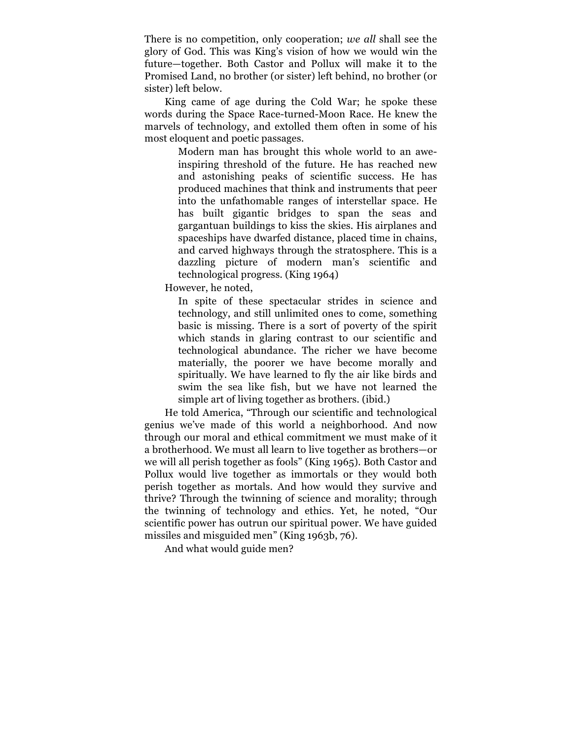There is no competition, only cooperation; *we all* shall see the glory of God. This was King's vision of how we would win the future—together. Both Castor and Pollux will make it to the Promised Land, no brother (or sister) left behind, no brother (or sister) left below.

King came of age during the Cold War; he spoke these words during the Space Race-turned-Moon Race. He knew the marvels of technology, and extolled them often in some of his most eloquent and poetic passages.

> Modern man has brought this whole world to an awe-inspiring threshold of the future. He has reached new and astonishing peaks of scientific success. He has produced machines that think and instruments that peer into the unfathomable ranges of interstellar space. He has built gigantic bridges to span the seas and gargantuan buildings to kiss the skies. His airplanes and spaceships have dwarfed distance, placed time in chains, and carved highways through the stratosphere. This is a dazzling picture of modern man's scientific and technological progress. (King 1964)

However, he noted,

> In spite of these spectacular strides in science and technology, and still unlimited ones to come, something basic is missing. There is a sort of poverty of the spirit which stands in glaring contrast to our scientific and technological abundance. The richer we have become materially, the poorer we have become morally and spiritually. We have learned to fly the air like birds and swim the sea like fish, but we have not learned the simple art of living together as brothers. (ibid.)

He told America, "Through our scientific and technological genius we've made of this world a neighborhood. And now through our moral and ethical commitment we must make of it a brotherhood. We must all learn to live together as brothers—or we will all perish together as fools" (King 1965). Both Castor and Pollux would live together as immortals or they would both perish together as mortals. And how would they survive and thrive? Through the twinning of science and morality; through the twinning of technology and ethics. Yet, he noted, "Our scientific power has outrun our spiritual power. We have guided missiles and misguided men" (King 1963b, 76).

And what would guide men?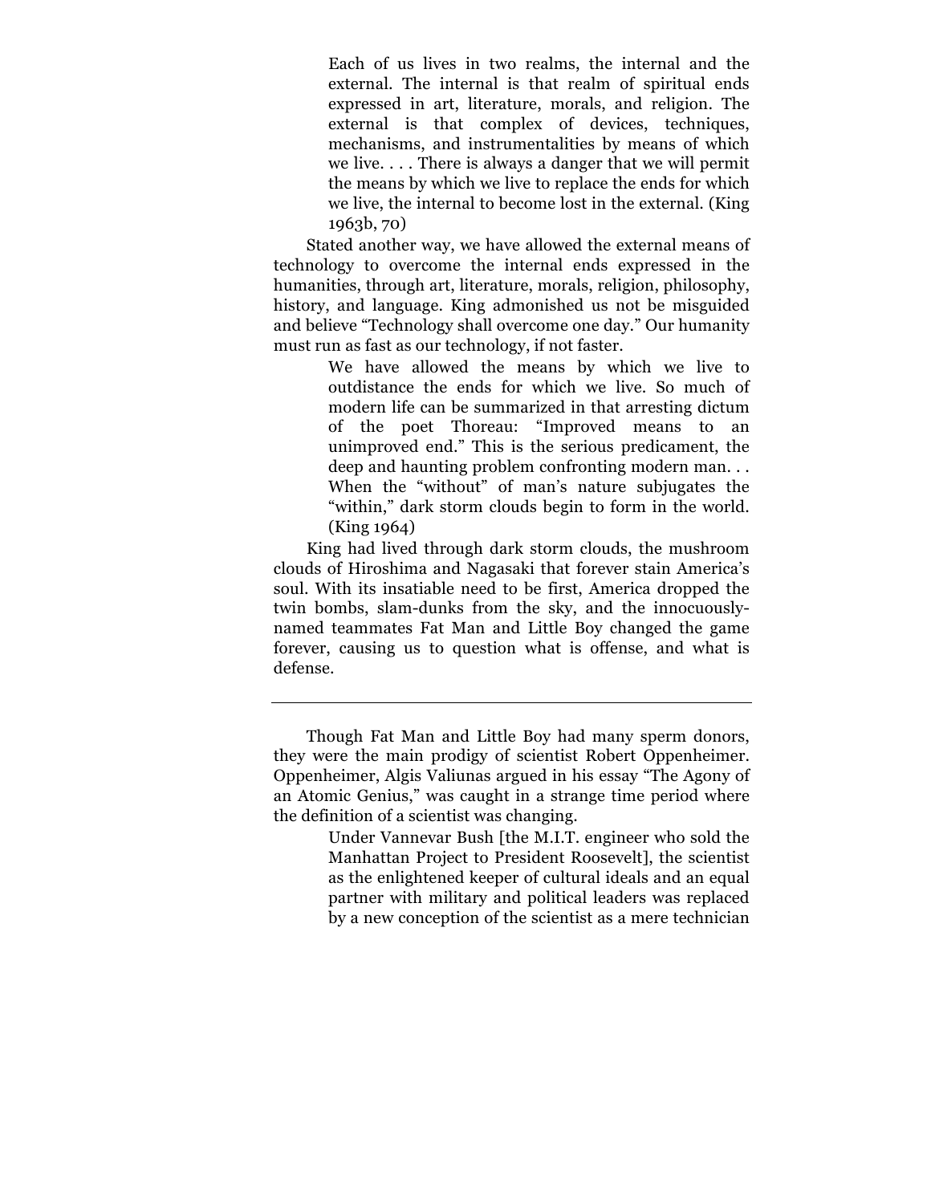> Each of us lives in two realms, the internal and the external. The internal is that realm of spiritual ends expressed in art, literature, morals, and religion. The external is that complex of devices, techniques, mechanisms, and instrumentalities by means of which we live. . . . There is always a danger that we will permit the means by which we live to replace the ends for which we live, the internal to become lost in the external. (King 1963b, 70)

Stated another way, we have allowed the external means of technology to overcome the internal ends expressed in the humanities, through art, literature, morals, religion, philosophy, history, and language. King admonished us not be misguided and believe "Technology shall overcome one day." Our humanity must run as fast as our technology, if not faster.

> We have allowed the means by which we live to outdistance the ends for which we live. So much of modern life can be summarized in that arresting dictum of the poet Thoreau: "Improved means to an unimproved end." This is the serious predicament, the deep and haunting problem confronting modern man. . . When the "without" of man's nature subjugates the "within," dark storm clouds begin to form in the world. (King 1964)

King had lived through dark storm clouds, the mushroom clouds of Hiroshima and Nagasaki that forever stain America's soul. With its insatiable need to be first, America dropped the twin bombs, slam-dunks from the sky, and the innocuously-named teammates Fat Man and Little Boy changed the game forever, causing us to question what is offense, and what is defense.

---

Though Fat Man and Little Boy had many sperm donors, they were the main prodigy of scientist Robert Oppenheimer. Oppenheimer, Algis Valiunas argued in his essay "The Agony of an Atomic Genius," was caught in a strange time period where the definition of a scientist was changing.

> Under Vannevar Bush [the M.I.T. engineer who sold the Manhattan Project to President Roosevelt], the scientist as the enlightened keeper of cultural ideals and an equal partner with military and political leaders was replaced by a new conception of the scientist as a mere technician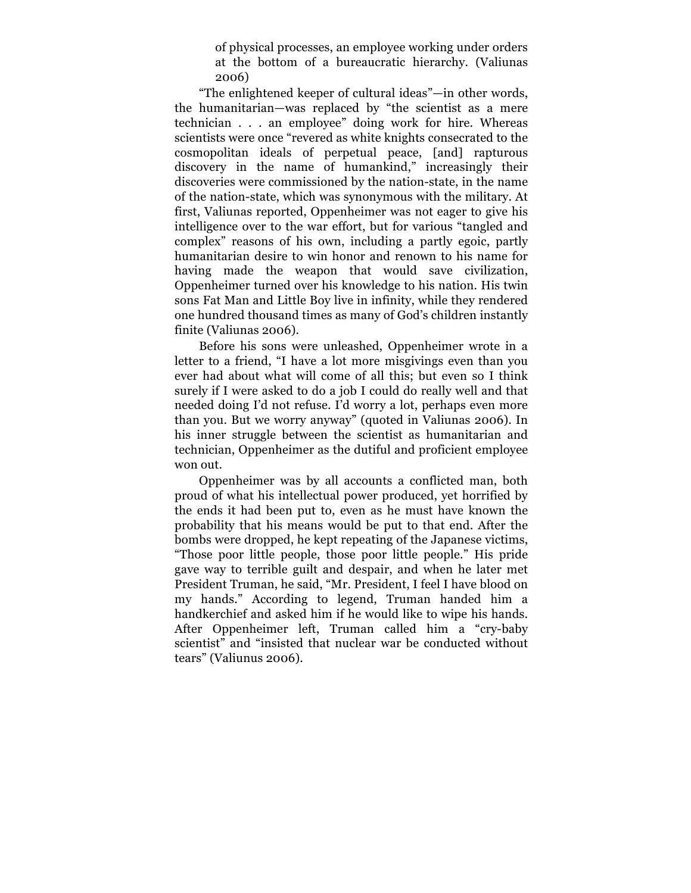> of physical processes, an employee working under orders at the bottom of a bureaucratic hierarchy. (Valiunas 2006)

"The enlightened keeper of cultural ideas"—in other words, the humanitarian—was replaced by "the scientist as a mere technician . . . an employee" doing work for hire. Whereas scientists were once "revered as white knights consecrated to the cosmopolitan ideals of perpetual peace, [and] rapturous discovery in the name of humankind," increasingly their discoveries were commissioned by the nation-state, in the name of the nation-state, which was synonymous with the military. At first, Valiunas reported, Oppenheimer was not eager to give his intelligence over to the war effort, but for various "tangled and complex" reasons of his own, including a partly egoic, partly humanitarian desire to win honor and renown to his name for having made the weapon that would save civilization, Oppenheimer turned over his knowledge to his nation. His twin sons Fat Man and Little Boy live in infinity, while they rendered one hundred thousand times as many of God's children instantly finite (Valiunas 2006).

Before his sons were unleashed, Oppenheimer wrote in a letter to a friend, "I have a lot more misgivings even than you ever had about what will come of all this; but even so I think surely if I were asked to do a job I could do really well and that needed doing I'd not refuse. I'd worry a lot, perhaps even more than you. But we worry anyway" (quoted in Valiunas 2006). In his inner struggle between the scientist as humanitarian and technician, Oppenheimer as the dutiful and proficient employee won out.

Oppenheimer was by all accounts a conflicted man, both proud of what his intellectual power produced, yet horrified by the ends it had been put to, even as he must have known the probability that his means would be put to that end. After the bombs were dropped, he kept repeating of the Japanese victims, "Those poor little people, those poor little people." His pride gave way to terrible guilt and despair, and when he later met President Truman, he said, "Mr. President, I feel I have blood on my hands." According to legend, Truman handed him a handkerchief and asked him if he would like to wipe his hands. After Oppenheimer left, Truman called him a "cry-baby scientist" and "insisted that nuclear war be conducted without tears" (Valiunus 2006).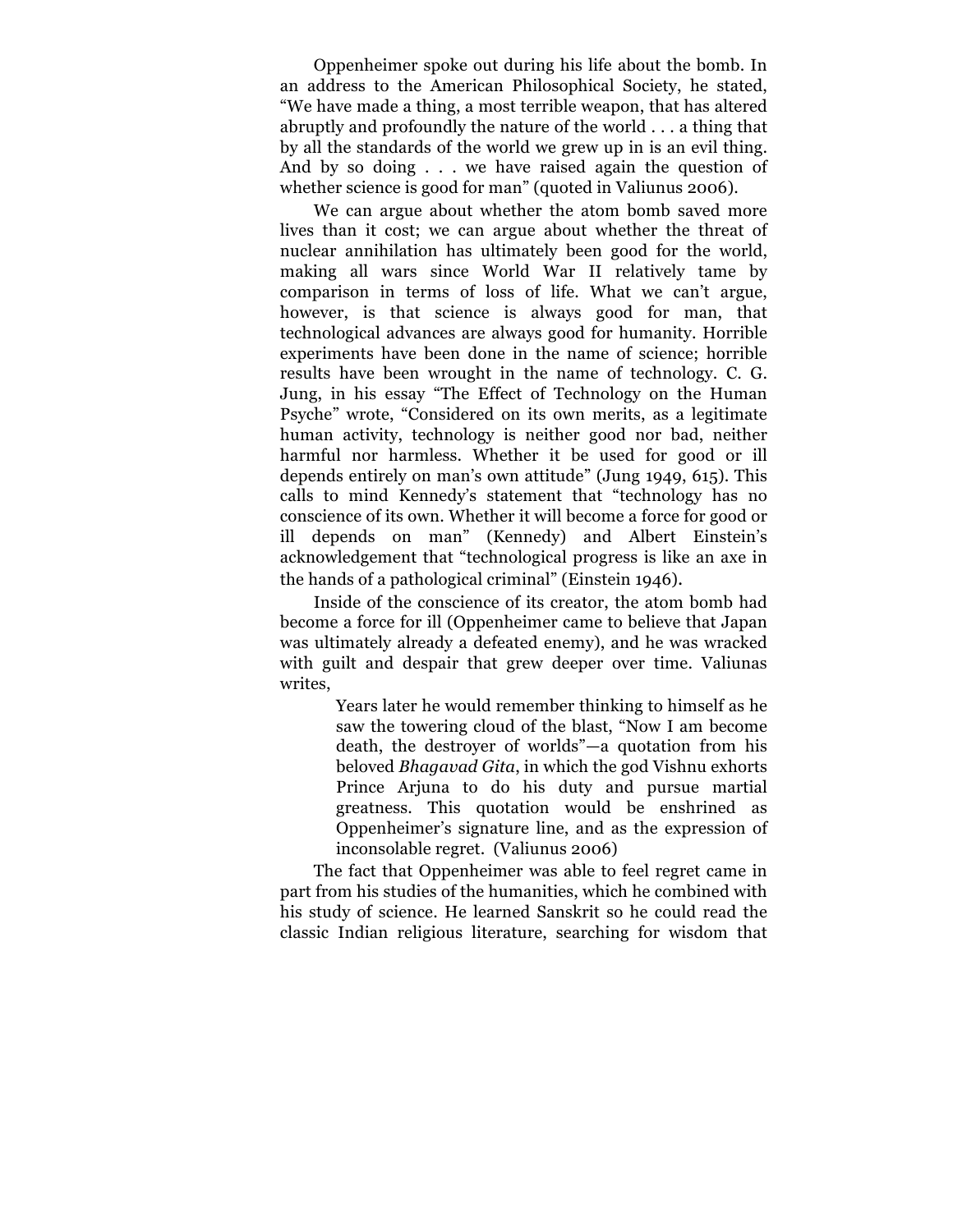Oppenheimer spoke out during his life about the bomb. In an address to the American Philosophical Society, he stated, "We have made a thing, a most terrible weapon, that has altered abruptly and profoundly the nature of the world . . . a thing that by all the standards of the world we grew up in is an evil thing. And by so doing . . . we have raised again the question of whether science is good for man" (quoted in Valiunus 2006).

We can argue about whether the atom bomb saved more lives than it cost; we can argue about whether the threat of nuclear annihilation has ultimately been good for the world, making all wars since World War II relatively tame by comparison in terms of loss of life. What we can't argue, however, is that science is always good for man, that technological advances are always good for humanity. Horrible experiments have been done in the name of science; horrible results have been wrought in the name of technology. C. G. Jung, in his essay "The Effect of Technology on the Human Psyche" wrote, "Considered on its own merits, as a legitimate human activity, technology is neither good nor bad, neither harmful nor harmless. Whether it be used for good or ill depends entirely on man's own attitude" (Jung 1949, 615). This calls to mind Kennedy's statement that "technology has no conscience of its own. Whether it will become a force for good or ill depends on man" (Kennedy) and Albert Einstein's acknowledgement that "technological progress is like an axe in the hands of a pathological criminal" (Einstein 1946).

Inside of the conscience of its creator, the atom bomb had become a force for ill (Oppenheimer came to believe that Japan was ultimately already a defeated enemy), and he was wracked with guilt and despair that grew deeper over time. Valiunas writes,

> Years later he would remember thinking to himself as he saw the towering cloud of the blast, "Now I am become death, the destroyer of worlds"—a quotation from his beloved *Bhagavad Gita*, in which the god Vishnu exhorts Prince Arjuna to do his duty and pursue martial greatness. This quotation would be enshrined as Oppenheimer's signature line, and as the expression of inconsolable regret. (Valiunus 2006)

The fact that Oppenheimer was able to feel regret came in part from his studies of the humanities, which he combined with his study of science. He learned Sanskrit so he could read the classic Indian religious literature, searching for wisdom that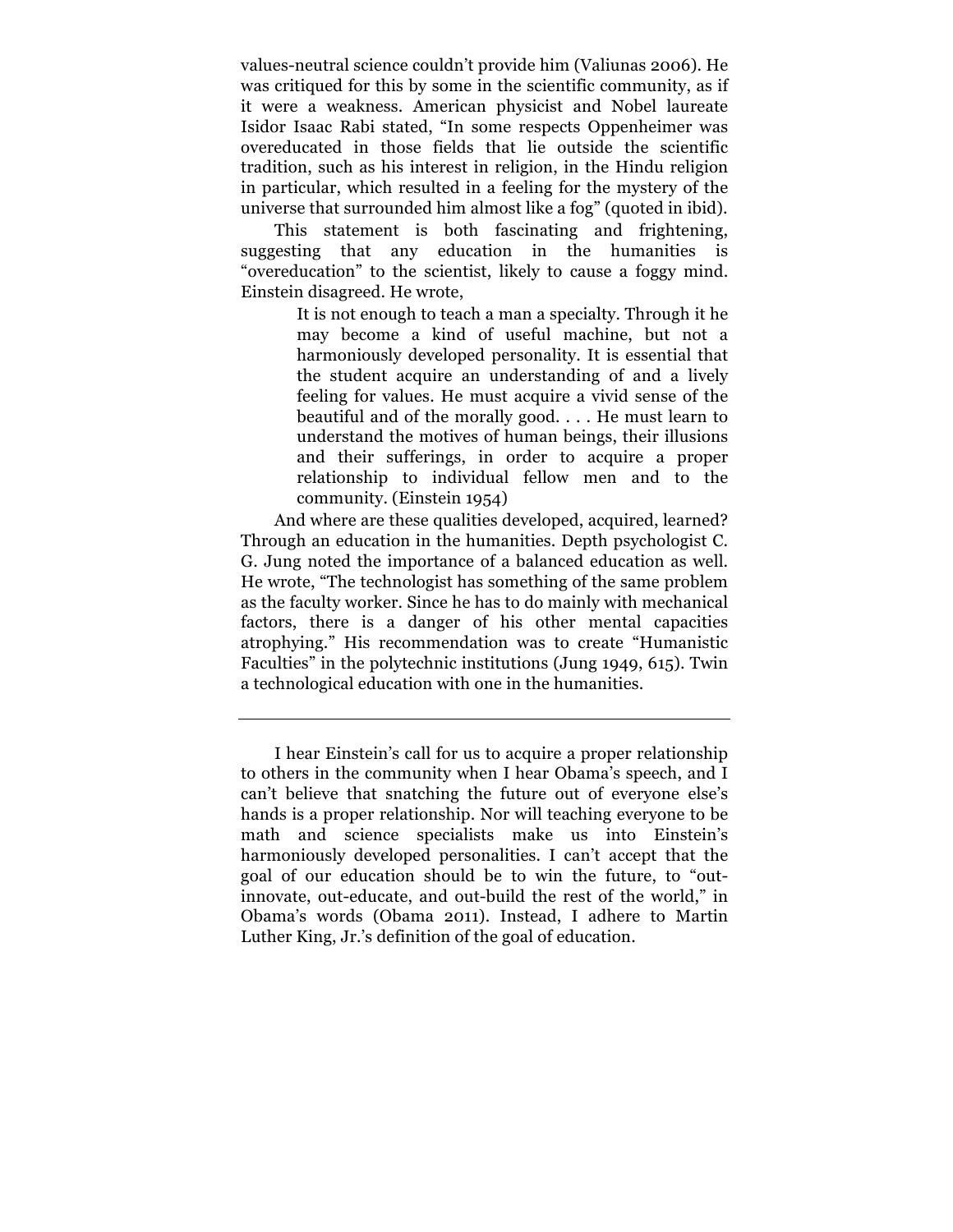values-neutral science couldn't provide him (Valiunas 2006). He was critiqued for this by some in the scientific community, as if it were a weakness. American physicist and Nobel laureate Isidor Isaac Rabi stated, "In some respects Oppenheimer was overeducated in those fields that lie outside the scientific tradition, such as his interest in religion, in the Hindu religion in particular, which resulted in a feeling for the mystery of the universe that surrounded him almost like a fog" (quoted in ibid).

This statement is both fascinating and frightening, suggesting that any education in the humanities is "overeducation" to the scientist, likely to cause a foggy mind. Einstein disagreed. He wrote,

> It is not enough to teach a man a specialty. Through it he may become a kind of useful machine, but not a harmoniously developed personality. It is essential that the student acquire an understanding of and a lively feeling for values. He must acquire a vivid sense of the beautiful and of the morally good. . . . He must learn to understand the motives of human beings, their illusions and their sufferings, in order to acquire a proper relationship to individual fellow men and to the community. (Einstein 1954)

And where are these qualities developed, acquired, learned? Through an education in the humanities. Depth psychologist C. G. Jung noted the importance of a balanced education as well. He wrote, "The technologist has something of the same problem as the faculty worker. Since he has to do mainly with mechanical factors, there is a danger of his other mental capacities atrophying." His recommendation was to create "Humanistic Faculties" in the polytechnic institutions (Jung 1949, 615). Twin a technological education with one in the humanities.

---

I hear Einstein's call for us to acquire a proper relationship to others in the community when I hear Obama's speech, and I can't believe that snatching the future out of everyone else's hands is a proper relationship. Nor will teaching everyone to be math and science specialists make us into Einstein's harmoniously developed personalities. I can't accept that the goal of our education should be to win the future, to "out-innovate, out-educate, and out-build the rest of the world," in Obama's words (Obama 2011). Instead, I adhere to Martin Luther King, Jr.'s definition of the goal of education.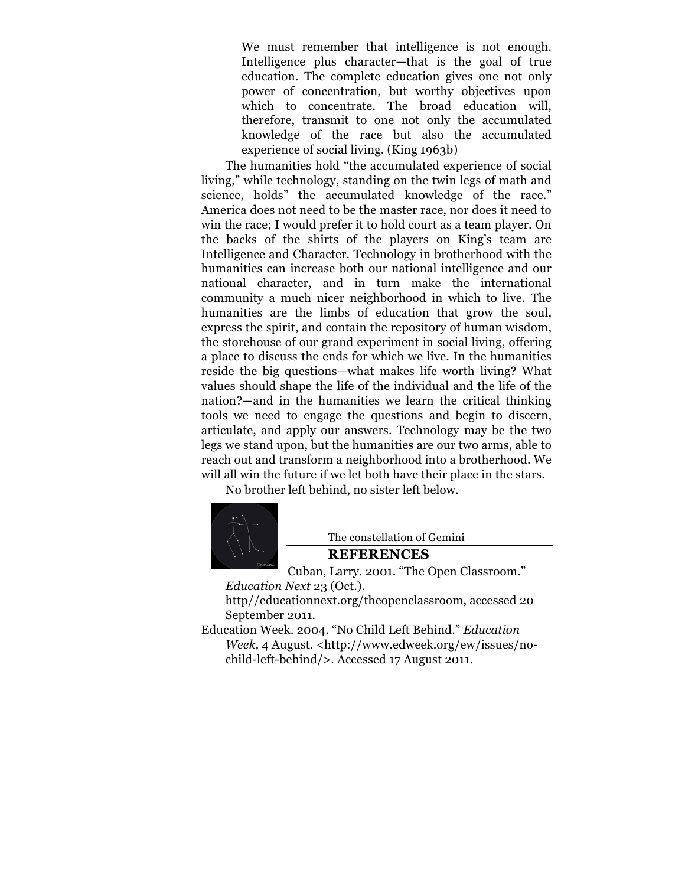> We must remember that intelligence is not enough. Intelligence plus character—that is the goal of true education. The complete education gives one not only power of concentration, but worthy objectives upon which to concentrate. The broad education will, therefore, transmit to one not only the accumulated knowledge of the race but also the accumulated experience of social living. (King 1963b)

The humanities hold "the accumulated experience of social living," while technology, standing on the twin legs of math and science, holds" the accumulated knowledge of the race." America does not need to be the master race, nor does it need to win the race; I would prefer it to hold court as a team player. On the backs of the shirts of the players on King's team are Intelligence and Character. Technology in brotherhood with the humanities can increase both our national intelligence and our national character, and in turn make the international community a much nicer neighborhood in which to live. The humanities are the limbs of education that grow the soul, express the spirit, and contain the repository of human wisdom, the storehouse of our grand experiment in social living, offering a place to discuss the ends for which we live. In the humanities reside the big questions—what makes life worth living? What values should shape the life of the individual and the life of the nation?—and in the humanities we learn the critical thinking tools we need to engage the questions and begin to discern, articulate, and apply our answers. Technology may be the two legs we stand upon, but the humanities are our two arms, able to reach out and transform a neighborhood into a brotherhood. We will all win the future if we let both have their place in the stars.

No brother left behind, no sister left below.

The constellation of Gemini

## REFERENCES

Cuban, Larry. 2001. "The Open Classroom." *Education Next* 23 (Oct.). http//educationnext.org/theopenclassroom, accessed 20 September 2011.

Education Week. 2004. "No Child Left Behind." *Education Week,* 4 August. <http://www.edweek.org/ew/issues/no-child-left-behind/>. Accessed 17 August 2011.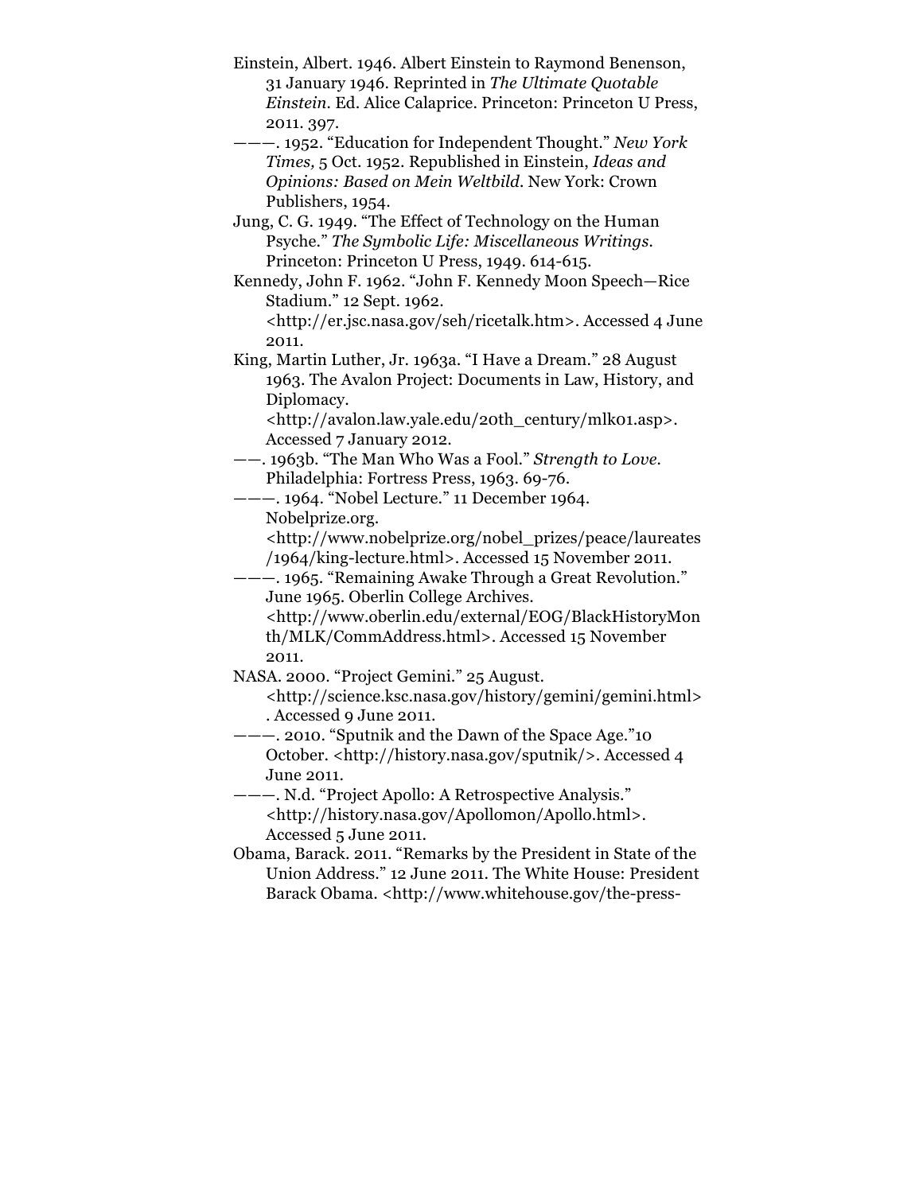Einstein, Albert. 1946. Albert Einstein to Raymond Benenson, 31 January 1946. Reprinted in *The Ultimate Quotable Einstein*. Ed. Alice Calaprice. Princeton: Princeton U Press, 2011. 397.

———. 1952. "Education for Independent Thought." *New York Times,* 5 Oct. 1952. Republished in Einstein, *Ideas and Opinions: Based on Mein Weltbild*. New York: Crown Publishers, 1954.

Jung, C. G. 1949. "The Effect of Technology on the Human Psyche." *The Symbolic Life: Miscellaneous Writings*. Princeton: Princeton U Press, 1949. 614-615.

Kennedy, John F. 1962. "John F. Kennedy Moon Speech—Rice Stadium." 12 Sept. 1962. <http://er.jsc.nasa.gov/seh/ricetalk.htm>. Accessed 4 June 2011.

King, Martin Luther, Jr. 1963a. "I Have a Dream." 28 August 1963. The Avalon Project: Documents in Law, History, and Diplomacy. <http://avalon.law.yale.edu/20th_century/mlk01.asp>. Accessed 7 January 2012.

——. 1963b. "The Man Who Was a Fool." *Strength to Love*. Philadelphia: Fortress Press, 1963. 69-76.

———. 1964. "Nobel Lecture." 11 December 1964. Nobelprize.org. <http://www.nobelprize.org/nobel_prizes/peace/laureates/1964/king-lecture.html>. Accessed 15 November 2011.

———. 1965. "Remaining Awake Through a Great Revolution." June 1965. Oberlin College Archives. <http://www.oberlin.edu/external/EOG/BlackHistoryMonth/MLK/CommAddress.html>. Accessed 15 November 2011.

NASA. 2000. "Project Gemini." 25 August. <http://science.ksc.nasa.gov/history/gemini/gemini.html>. Accessed 9 June 2011.

———. 2010. "Sputnik and the Dawn of the Space Age."10 October. <http://history.nasa.gov/sputnik/>. Accessed 4 June 2011.

———. N.d. "Project Apollo: A Retrospective Analysis." <http://history.nasa.gov/Apollomon/Apollo.html>. Accessed 5 June 2011.

Obama, Barack. 2011. "Remarks by the President in State of the Union Address." 12 June 2011. The White House: President Barack Obama. <http://www.whitehouse.gov/the-press-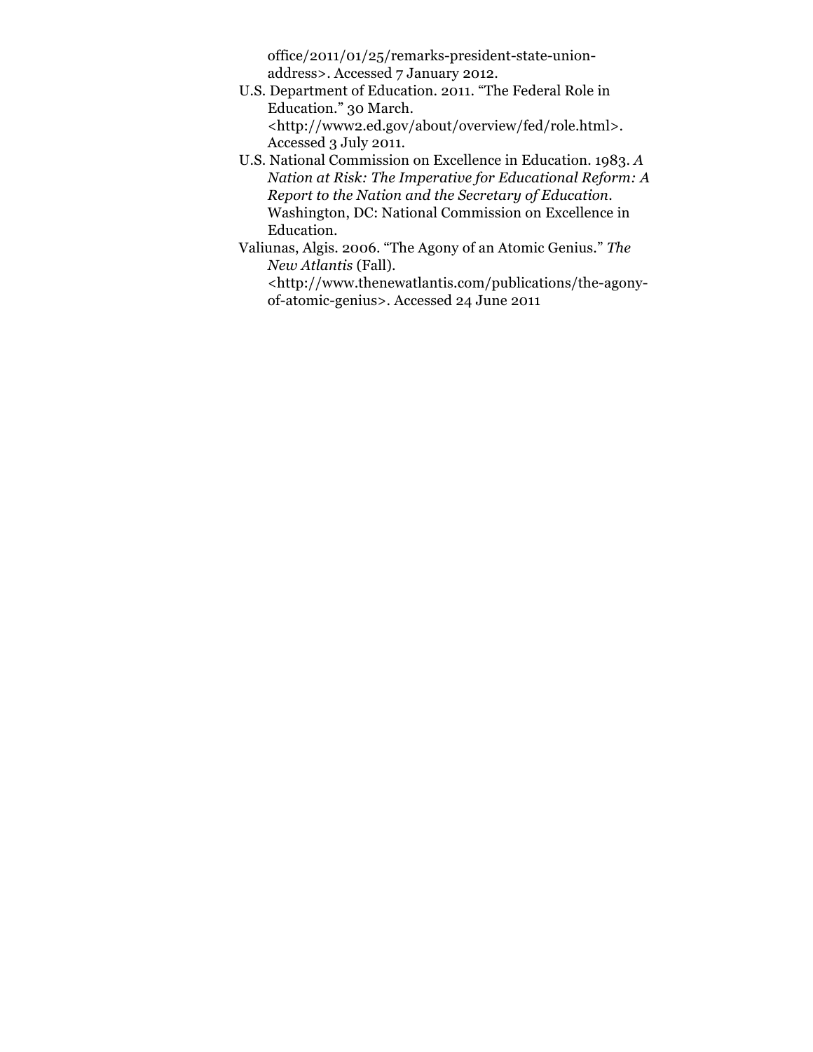office/2011/01/25/remarks-president-state-union-address>. Accessed 7 January 2012.

U.S. Department of Education. 2011. "The Federal Role in Education." 30 March. <http://www2.ed.gov/about/overview/fed/role.html>. Accessed 3 July 2011.

U.S. National Commission on Excellence in Education. 1983. *A Nation at Risk: The Imperative for Educational Reform: A Report to the Nation and the Secretary of Education*. Washington, DC: National Commission on Excellence in Education.

Valiunas, Algis. 2006. "The Agony of an Atomic Genius." *The New Atlantis* (Fall). <http://www.thenewatlantis.com/publications/the-agony-of-atomic-genius>. Accessed 24 June 2011